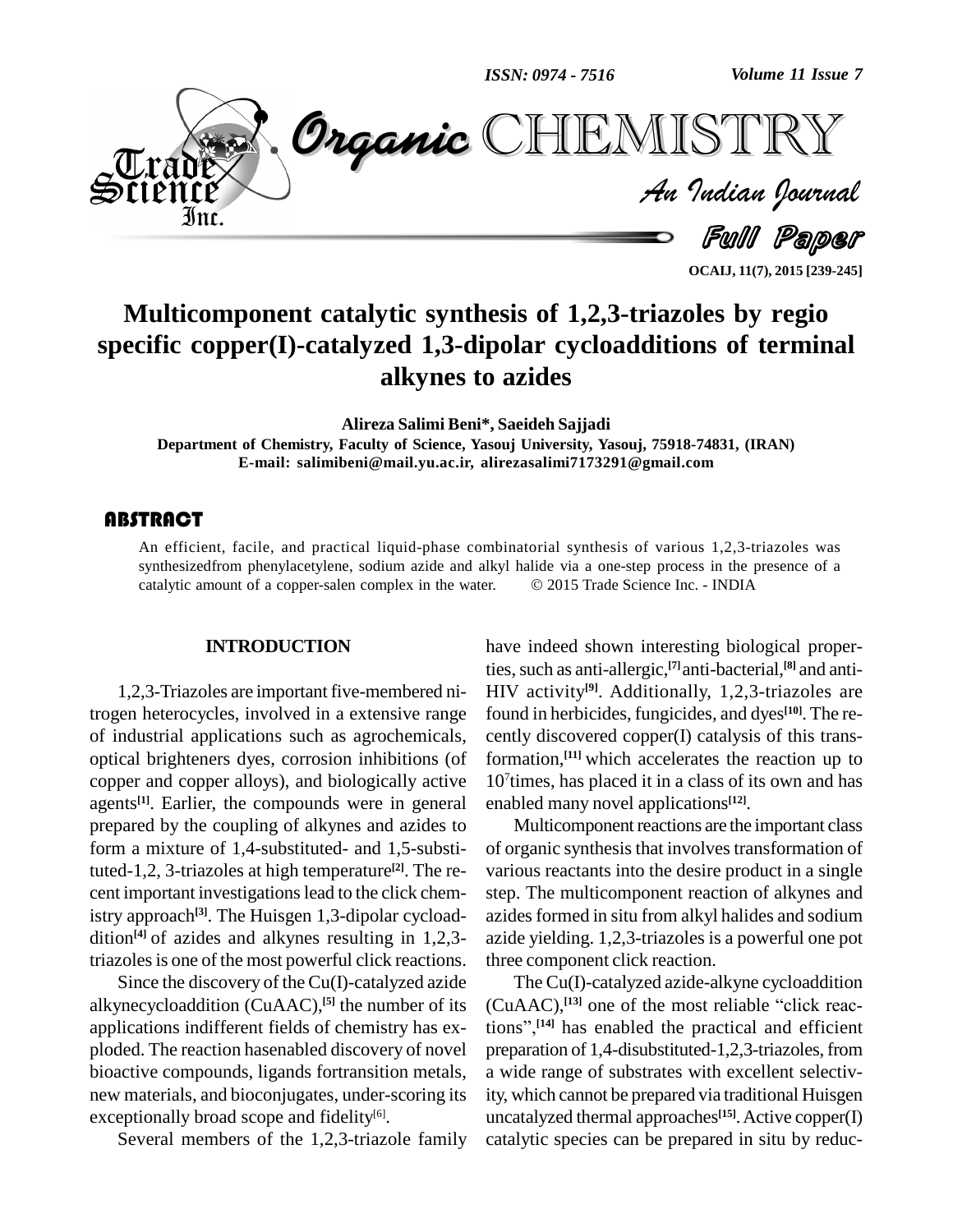# Multicomponent catalytic synthesis of 1,2,3-triazoles by regio specific copper(I)-catalyzed 1,3-dipolar cycloadditions of terminal alkynes to azides

**Alireza Salimi Beni*, Saeideh Sajjadi**

**Department of Chemistry, Faculty of Science, Yasouj University, Yasouj, 75918-74831, (IRAN)**

**E-mail: salimibeni@mail.yu.ac.ir, alirezasalimi7173291@gmail.com**

## ABSTRACT

An efficient, facile, and practical liquid-phase combinatorial synthesis of various 1,2,3-triazoles was synthesizedfrom phenylacetylene, sodium azide and alkyl halide via a one-step process in the presence of a catalytic amount of a copper-salen complex in the water. © 2015 Trade Science Inc. - INDIA

## INTRODUCTION

1,2,3-Triazoles are important five-membered nitrogen heterocycles, involved in a extensive range of industrial applications such as agrochemicals, optical brighteners dyes, corrosion inhibitions (of copper and copper alloys), and biologically active agents[1]. Earlier, the compounds were in general prepared by the coupling of alkynes and azides to form a mixture of 1,4-substituted- and 1,5-substituted-1,2, 3-triazoles at high temperature[2]. The recent important investigations lead to the click chemistry approach[3]. The Huisgen 1,3-dipolar cycloaddition[4] of azides and alkynes resulting in 1,2,3-triazoles is one of the most powerful click reactions.

Since the discovery of the Cu(I)-catalyzed azide alkynecycloaddition (CuAAC),[5] the number of its applications indifferent fields of chemistry has exploded. The reaction hasenabled discovery of novel bioactive compounds, ligands fortransition metals, new materials, and bioconjugates, under-scoring its exceptionally broad scope and fidelity[6].

Several members of the 1,2,3-triazole family have indeed shown interesting biological properties, such as anti-allergic,[7] anti-bacterial,[8] and anti-HIV activity[9]. Additionally, 1,2,3-triazoles are found in herbicides, fungicides, and dyes[10]. The recently discovered copper(I) catalysis of this transformation,[11] which accelerates the reaction up to $10^7$times, has placed it in a class of its own and has enabled many novel applications[12].

Multicomponent reactions are the important class of organic synthesis that involves transformation of various reactants into the desire product in a single step. The multicomponent reaction of alkynes and azides formed in situ from alkyl halides and sodium azide yielding. 1,2,3-triazoles is a powerful one pot three component click reaction.

The Cu(I)-catalyzed azide-alkyne cycloaddition (CuAAC),[13] one of the most reliable "click reactions",[14] has enabled the practical and efficient preparation of 1,4-disubstituted-1,2,3-triazoles, from a wide range of substrates with excellent selectivity, which cannot be prepared via traditional Huisgen uncatalyzed thermal approaches[15]. Active copper(I) catalytic species can be prepared in situ by reduc-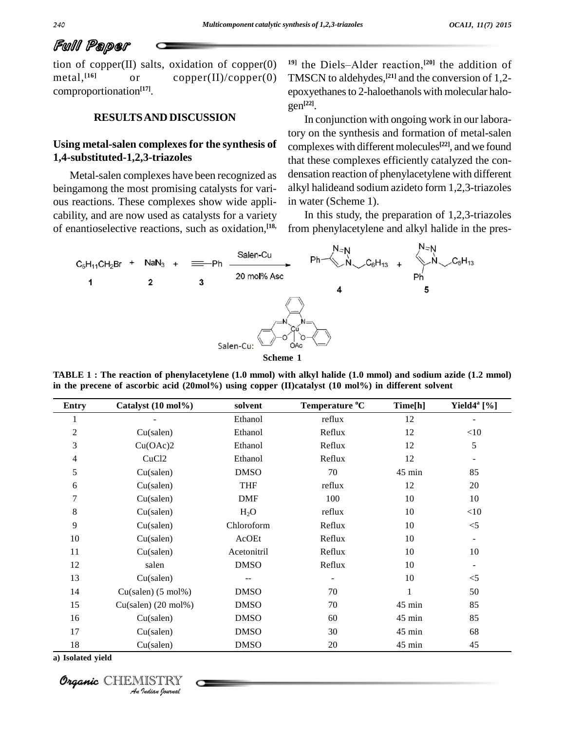tion of copper(II) salts, oxidation of copper(0) metal,[16] or copper(II)/copper(0) comproportionation[17].

## RESULTS AND DISCUSSION

### Using metal-salen complexes for the synthesis of 1,4-substituted-1,2,3-triazoles

Metal-salen complexes have been recognized as beingamong the most promising catalysts for various reactions. These complexes show wide applicability, and are now used as catalysts for a variety of enantioselective reactions, such as oxidation,[18, 19] the Diels–Alder reaction,[20] the addition of TMSCN to aldehydes,[21] and the conversion of 1,2-epoxyethanes to 2-haloethanols with molecular halogen[22].

In conjunction with ongoing work in our laboratory on the synthesis and formation of metal-salen complexes with different molecules[22], and we found that these complexes efficiently catalyzed the condensation reaction of phenylacetylene with different alkyl halideand sodium azideto form 1,2,3-triazoles in water (Scheme 1).

In this study, the preparation of 1,2,3-triazoles from phenylacetylene and alkyl halide in the pres-

$C_5H_{11}CH_2Br$ (1) + $NaN_3$ (2) + ≡—Ph (3) → (Salen-Cu, 20 mol% Asc) 4 + 5

Salen-Cu:

Scheme 1

**TABLE 1 : The reaction of phenylacetylene (1.0 mmol) with alkyl halide (1.0 mmol) and sodium azide (1.2 mmol) in the precene of ascorbic acid (20mol%) using copper (II)catalyst (10 mol%) in different solvent**

| Entry | Catalyst (10 mol%) | solvent | Temperature °C | Time[h] | Yield4[a] [%] |
|---|---|---|---|---|---|
| 1 | - | Ethanol | reflux | 12 | - |
| 2 | Cu(salen) | Ethanol | Reflux | 12 | <10 |
| 3 | Cu(OAc)2 | Ethanol | Reflux | 12 | 5 |
| 4 | CuCl2 | Ethanol | Reflux | 12 | - |
| 5 | Cu(salen) | DMSO | 70 | 45 min | 85 |
| 6 | Cu(salen) | THF | reflux | 12 | 20 |
| 7 | Cu(salen) | DMF | 100 | 10 | 10 |
| 8 | Cu(salen) | $H_2O$ | reflux | 10 | <10 |
| 9 | Cu(salen) | Chloroform | Reflux | 10 | <5 |
| 10 | Cu(salen) | AcOEt | Reflux | 10 | - |
| 11 | Cu(salen) | Acetonitril | Reflux | 10 | 10 |
| 12 | salen | DMSO | Reflux | 10 | - |
| 13 | Cu(salen) | -- | - | 10 | <5 |
| 14 | Cu(salen) (5 mol%) | DMSO | 70 | 1 | 50 |
| 15 | Cu(salen) (20 mol%) | DMSO | 70 | 45 min | 85 |
| 16 | Cu(salen) | DMSO | 60 | 45 min | 85 |
| 17 | Cu(salen) | DMSO | 30 | 45 min | 68 |
| 18 | Cu(salen) | DMSO | 20 | 45 min | 45 |

**a) Isolated yield**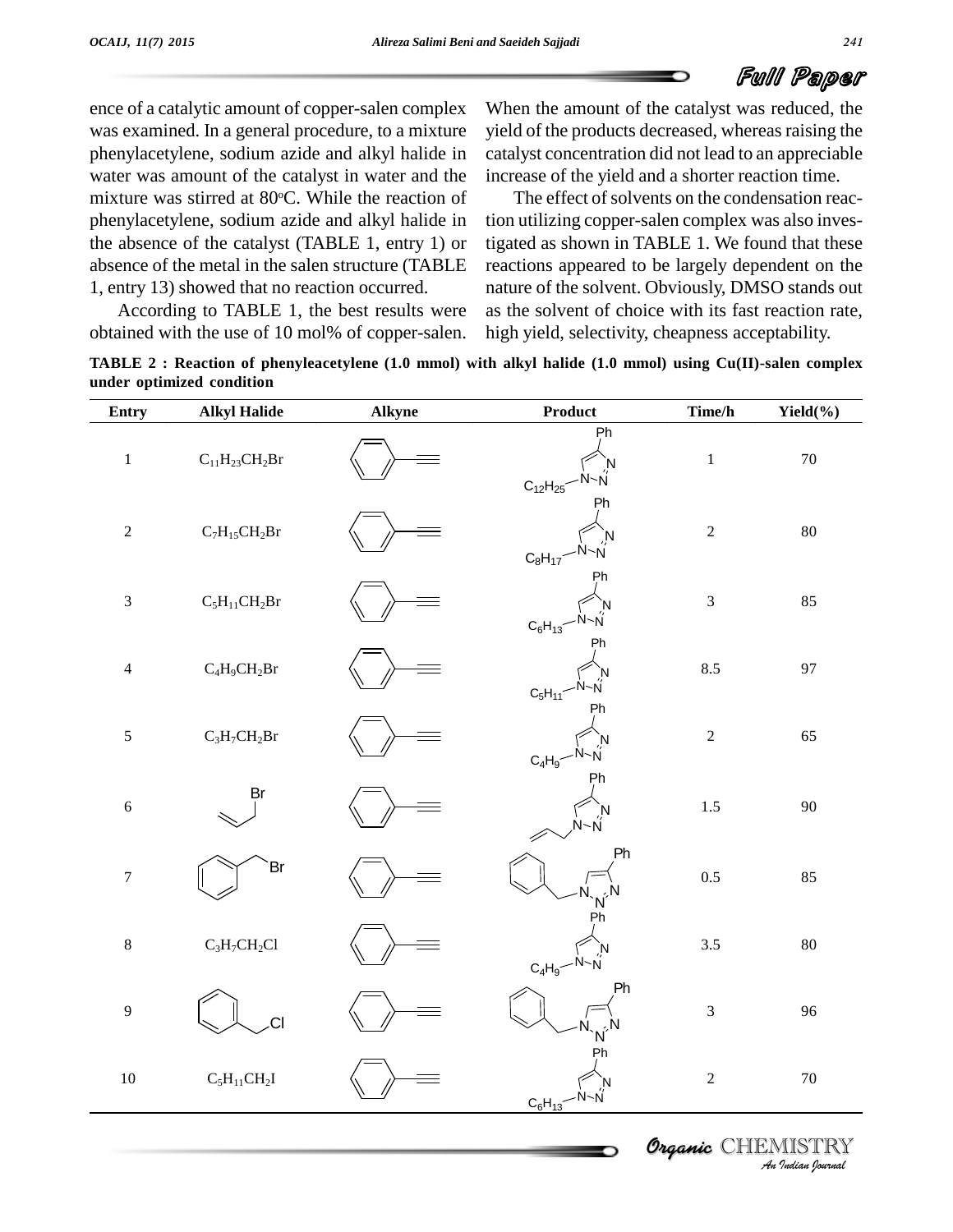ence of a catalytic amount of copper-salen complex was examined. In a general procedure, to a mixture phenylacetylene, sodium azide and alkyl halide in water was amount of the catalyst in water and the mixture was stirred at 80°C. While the reaction of phenylacetylene, sodium azide and alkyl halide in the absence of the catalyst (TABLE 1, entry 1) or absence of the metal in the salen structure (TABLE 1, entry 13) showed that no reaction occurred.

According to TABLE 1, the best results were obtained with the use of 10 mol% of copper-salen. When the amount of the catalyst was reduced, the yield of the products decreased, whereas raising the catalyst concentration did not lead to an appreciable increase of the yield and a shorter reaction time.

The effect of solvents on the condensation reaction utilizing copper-salen complex was also investigated as shown in TABLE 1. We found that these reactions appeared to be largely dependent on the nature of the solvent. Obviously, DMSO stands out as the solvent of choice with its fast reaction rate, high yield, selectivity, cheapness acceptability.

**TABLE 2 : Reaction of phenyleacetylene (1.0 mmol) with alkyl halide (1.0 mmol) using Cu(II)-salen complex under optimized condition**

| Entry | Alkyl Halide | Alkyne | Product | Time/h | Yield(%) |
|---|---|---|---|---|---|
| 1 | $C_{11}H_{23}CH_2Br$ | Phenylacetylene | 1-$C_{12}H_{25}$-4-Ph-1,2,3-triazole | 1 | 70 |
| 2 | $C_7H_{15}CH_2Br$ | Phenylacetylene | 1-$C_8H_{17}$-4-Ph-1,2,3-triazole | 2 | 80 |
| 3 | $C_5H_{11}CH_2Br$ | Phenylacetylene | 1-$C_6H_{13}$-4-Ph-1,2,3-triazole | 3 | 85 |
| 4 | $C_4H_9CH_2Br$ | Phenylacetylene | 1-$C_5H_{11}$-4-Ph-1,2,3-triazole | 8.5 | 97 |
| 5 | $C_3H_7CH_2Br$ | Phenylacetylene | 1-$C_4H_9$-4-Ph-1,2,3-triazole | 2 | 65 |
| 6 | Allyl bromide | Phenylacetylene | 1-Allyl-4-Ph-1,2,3-triazole | 1.5 | 90 |
| 7 | Benzyl bromide | Phenylacetylene | 1-Benzyl-4-Ph-1,2,3-triazole | 0.5 | 85 |
| 8 | $C_3H_7CH_2Cl$ | Phenylacetylene | 1-$C_4H_9$-4-Ph-1,2,3-triazole | 3.5 | 80 |
| 9 | Benzyl chloride | Phenylacetylene | 1-Benzyl-4-Ph-1,2,3-triazole | 3 | 96 |
| 10 | $C_5H_{11}CH_2I$ | Phenylacetylene | 1-$C_6H_{13}$-4-Ph-1,2,3-triazole | 2 | 70 |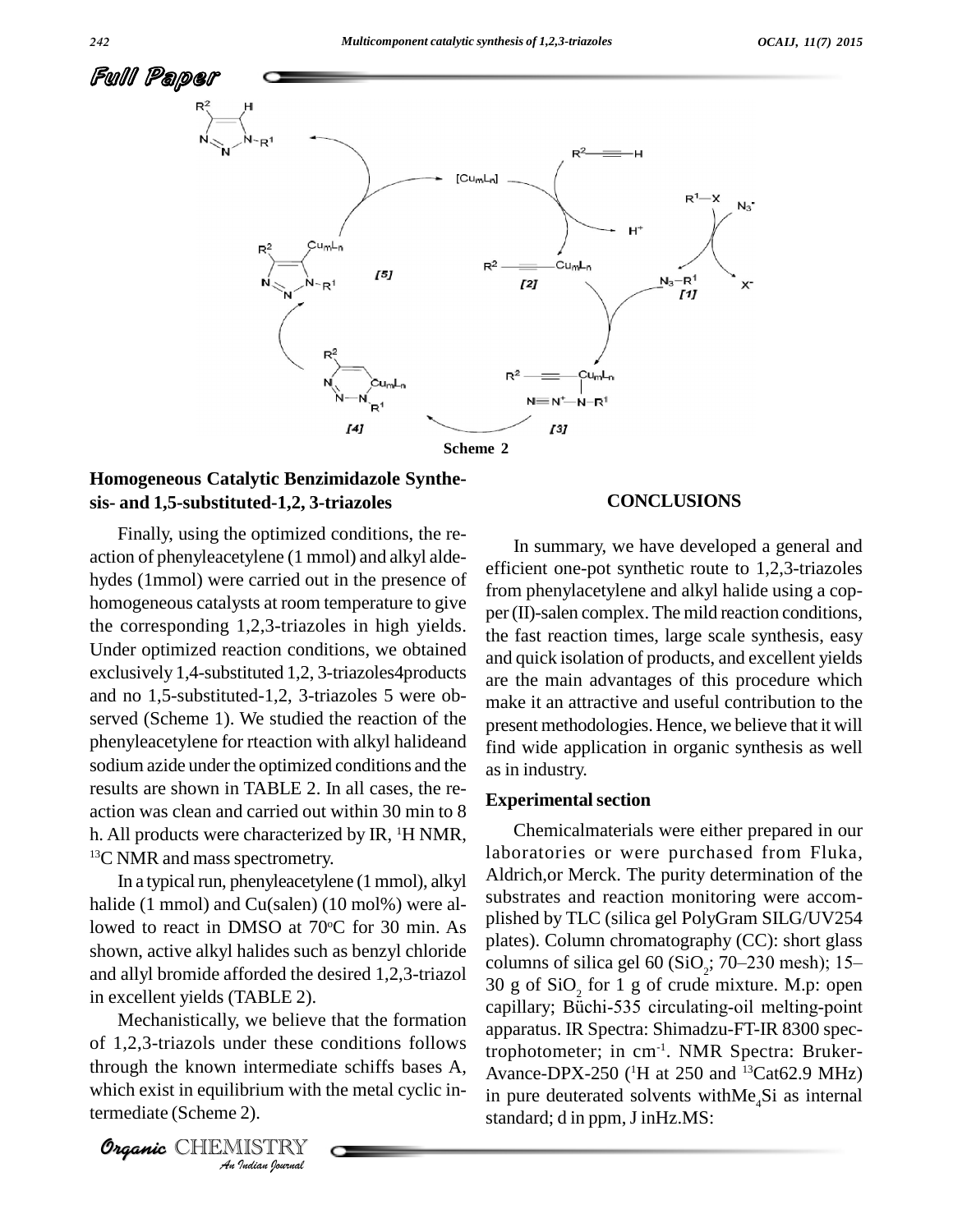Scheme 2

## Homogeneous Catalytic Benzimidazole Synthesis- and 1,5-substituted-1,2, 3-triazoles

Finally, using the optimized conditions, the reaction of phenyleacetylene (1 mmol) and alkyl aldehydes (1mmol) were carried out in the presence of homogeneous catalysts at room temperature to give the corresponding 1,2,3-triazoles in high yields. Under optimized reaction conditions, we obtained exclusively 1,4-substituted 1,2, 3-triazoles4products and no 1,5-substituted-1,2, 3-triazoles 5 were observed (Scheme 1). We studied the reaction of the phenyleacetylene for rteaction with alkyl halideand sodium azide under the optimized conditions and the results are shown in TABLE 2. In all cases, the reaction was clean and carried out within 30 min to 8 h. All products were characterized by IR, $^{1}$H NMR, $^{13}$C NMR and mass spectrometry.

In a typical run, phenyleacetylene (1 mmol), alkyl halide (1 mmol) and Cu(salen) (10 mol%) were allowed to react in DMSO at 70$^{o}$C for 30 min. As shown, active alkyl halides such as benzyl chloride and allyl bromide afforded the desired 1,2,3-triazol in excellent yields (TABLE 2).

Mechanistically, we believe that the formation of 1,2,3-triazols under these conditions follows through the known intermediate schiffs bases A, which exist in equilibrium with the metal cyclic intermediate (Scheme 2).

## CONCLUSIONS

In summary, we have developed a general and efficient one-pot synthetic route to 1,2,3-triazoles from phenylacetylene and alkyl halide using a copper(II)-salen complex. The mild reaction conditions, the fast reaction times, large scale synthesis, easy and quick isolation of products, and excellent yields are the main advantages of this procedure which make it an attractive and useful contribution to the present methodologies. Hence, we believe that it will find wide application in organic synthesis as well as in industry.

### Experimental section

Chemicalmaterials were either prepared in our laboratories or were purchased from Fluka, Aldrich,or Merck. The purity determination of the substrates and reaction monitoring were accomplished by TLC (silica gel PolyGram SILG/UV254 plates). Column chromatography (CC): short glass columns of silica gel 60 ($SiO_2$; 70–230 mesh); 15–30 g of $SiO_2$ for 1 g of crude mixture. M.p: open capillary; Büchi-535 circulating-oil melting-point apparatus. IR Spectra: Shimadzu-FT-IR 8300 spectrophotometer; in cm$^{-1}$. NMR Spectra: Bruker-Avance-DPX-250 ($^{1}$H at 250 and $^{13}$Cat62.9 MHz) in pure deuterated solvents with$Me_4$Si as internal standard; d in ppm, J inHz.MS: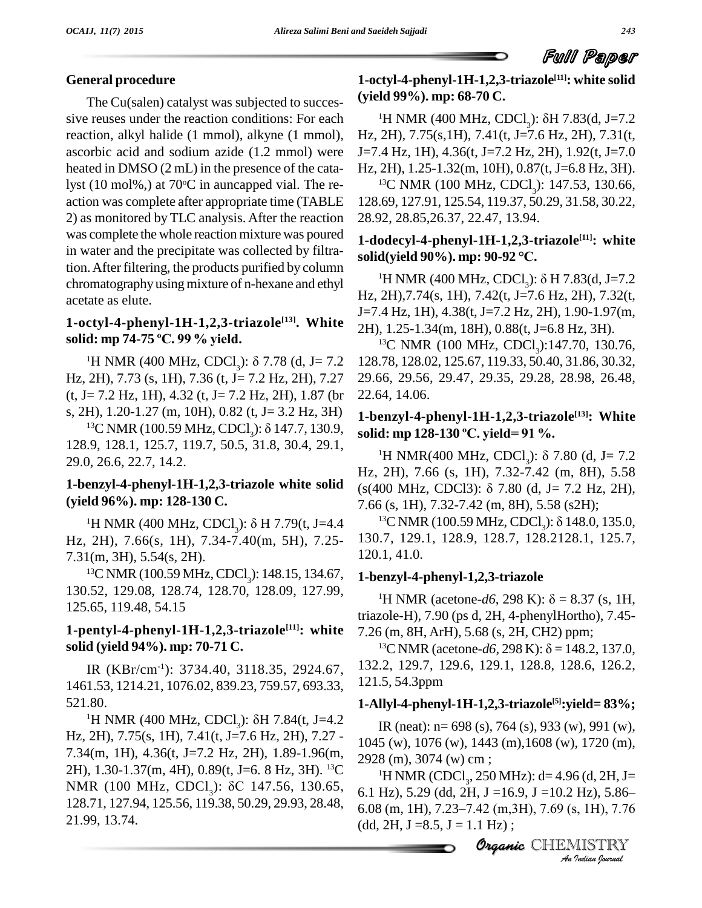## General procedure

The Cu(salen) catalyst was subjected to successive reuses under the reaction conditions: For each reaction, alkyl halide (1 mmol), alkyne (1 mmol), ascorbic acid and sodium azide (1.2 mmol) were heated in DMSO (2 mL) in the presence of the catalyst (10 mol%,) at 70°C in auncapped vial. The reaction was complete after appropriate time (TABLE 2) as monitored by TLC analysis. After the reaction was complete the whole reaction mixture was poured in water and the precipitate was collected by filtration. After filtering, the products purified by column chromatography using mixture of n-hexane and ethyl acetate as elute.

### 1-octyl-4-phenyl-1H-1,2,3-triazole[13]. White solid: mp 74-75 ºC. 99 % yield.

$^1$H NMR (400 MHz, $CDCl_3$): δ 7.78 (d, J= 7.2 Hz, 2H), 7.73 (s, 1H), 7.36 (t, J= 7.2 Hz, 2H), 7.27 (t, J= 7.2 Hz, 1H), 4.32 (t, J= 7.2 Hz, 2H), 1.87 (br s, 2H), 1.20-1.27 (m, 10H), 0.82 (t, J= 3.2 Hz, 3H)

$^{13}$C NMR (100.59 MHz, $CDCl_3$): δ 147.7, 130.9, 128.9, 128.1, 125.7, 119.7, 50.5, 31.8, 30.4, 29.1, 29.0, 26.6, 22.7, 14.2.

### 1-benzyl-4-phenyl-1H-1,2,3-triazole white solid (yield 96%). mp: 128-130 C.

$^1$H NMR (400 MHz, $CDCl_3$): δ H 7.79(t, J=4.4 Hz, 2H), 7.66(s, 1H), 7.34-7.40(m, 5H), 7.25-7.31(m, 3H), 5.54(s, 2H).

$^{13}$C NMR (100.59 MHz, $CDCl_3$): 148.15, 134.67, 130.52, 129.08, 128.74, 128.70, 128.09, 127.99, 125.65, 119.48, 54.15

### 1-pentyl-4-phenyl-1H-1,2,3-triazole[11]: white solid (yield 94%). mp: 70-71 C.

IR (KBr/cm$^{-1}$): 3734.40, 3118.35, 2924.67, 1461.53, 1214.21, 1076.02, 839.23, 759.57, 693.33, 521.80.

$^1$H NMR (400 MHz, $CDCl_3$): δH 7.84(t, J=4.2 Hz, 2H), 7.75(s, 1H), 7.41(t, J=7.6 Hz, 2H), 7.27 - 7.34(m, 1H), 4.36(t, J=7.2 Hz, 2H), 1.89-1.96(m, 2H), 1.30-1.37(m, 4H), 0.89(t, J=6. 8 Hz, 3H). $^{13}$C NMR (100 MHz, $CDCl_3$): δC 147.56, 130.65, 128.71, 127.94, 125.56, 119.38, 50.29, 29.93, 28.48, 21.99, 13.74.

### 1-octyl-4-phenyl-1H-1,2,3-triazole[11]: white solid (yield 99%). mp: 68-70 C.

$^1$H NMR (400 MHz, $CDCl_3$): δH 7.83(d, J=7.2 Hz, 2H), 7.75(s,1H), 7.41(t, J=7.6 Hz, 2H), 7.31(t, J=7.4 Hz, 1H), 4.36(t, J=7.2 Hz, 2H), 1.92(t, J=7.0 Hz, 2H), 1.25-1.32(m, 10H), 0.87(t, J=6.8 Hz, 3H).

$^{13}$C NMR (100 MHz, $CDCl_3$): 147.53, 130.66, 128.69, 127.91, 125.54, 119.37, 50.29, 31.58, 30.22, 28.92, 28.85,26.37, 22.47, 13.94.

### 1-dodecyl-4-phenyl-1H-1,2,3-triazole[11]: white solid(yield 90%). mp: 90-92 °C.

$^1$H NMR (400 MHz, $CDCl_3$): δ H 7.83(d, J=7.2 Hz, 2H),7.74(s, 1H), 7.42(t, J=7.6 Hz, 2H), 7.32(t, J=7.4 Hz, 1H), 4.38(t, J=7.2 Hz, 2H), 1.90-1.97(m, 2H), 1.25-1.34(m, 18H), 0.88(t, J=6.8 Hz, 3H).

$^{13}$C NMR (100 MHz, $CDCl_3$):147.70, 130.76, 128.78, 128.02, 125.67, 119.33, 50.40, 31.86, 30.32, 29.66, 29.56, 29.47, 29.35, 29.28, 28.98, 26.48, 22.64, 14.06.

### 1-benzyl-4-phenyl-1H-1,2,3-triazole[13]: White solid: mp 128-130 ºC. yield= 91 %.

$^1$H NMR(400 MHz, $CDCl_3$): δ 7.80 (d, J= 7.2 Hz, 2H), 7.66 (s, 1H), 7.32-7.42 (m, 8H), 5.58 (s(400 MHz, CDCl3): δ 7.80 (d, J= 7.2 Hz, 2H), 7.66 (s, 1H), 7.32-7.42 (m, 8H), 5.58 (s2H);

$^{13}$C NMR (100.59 MHz, $CDCl_3$): δ 148.0, 135.0, 130.7, 129.1, 128.9, 128.7, 128.2128.1, 125.7, 120.1, 41.0.

### 1-benzyl-4-phenyl-1,2,3-triazole

$^1$H NMR (acetone-*d6*, 298 K): δ = 8.37 (s, 1H, triazole-H), 7.90 (ps d, 2H, 4-phenylHortho), 7.45-7.26 (m, 8H, ArH), 5.68 (s, 2H, CH2) ppm;

$^{13}$C NMR (acetone-*d6*, 298 K): δ = 148.2, 137.0, 132.2, 129.7, 129.6, 129.1, 128.8, 128.6, 126.2, 121.5, 54.3ppm

### 1-Allyl-4-phenyl-1H-1,2,3-triazole[5]:yield= 83%;

IR (neat): n= 698 (s), 764 (s), 933 (w), 991 (w), 1045 (w), 1076 (w), 1443 (m),1608 (w), 1720 (m), 2928 (m), 3074 (w) cm ;

$^1$H NMR ($CDCl_3$, 250 MHz): d= 4.96 (d, 2H, J= 6.1 Hz), 5.29 (dd, 2H, J =16.9, J =10.2 Hz), 5.86–6.08 (m, 1H), 7.23–7.42 (m,3H), 7.69 (s, 1H), 7.76 (dd, 2H, J =8.5, J = 1.1 Hz) ;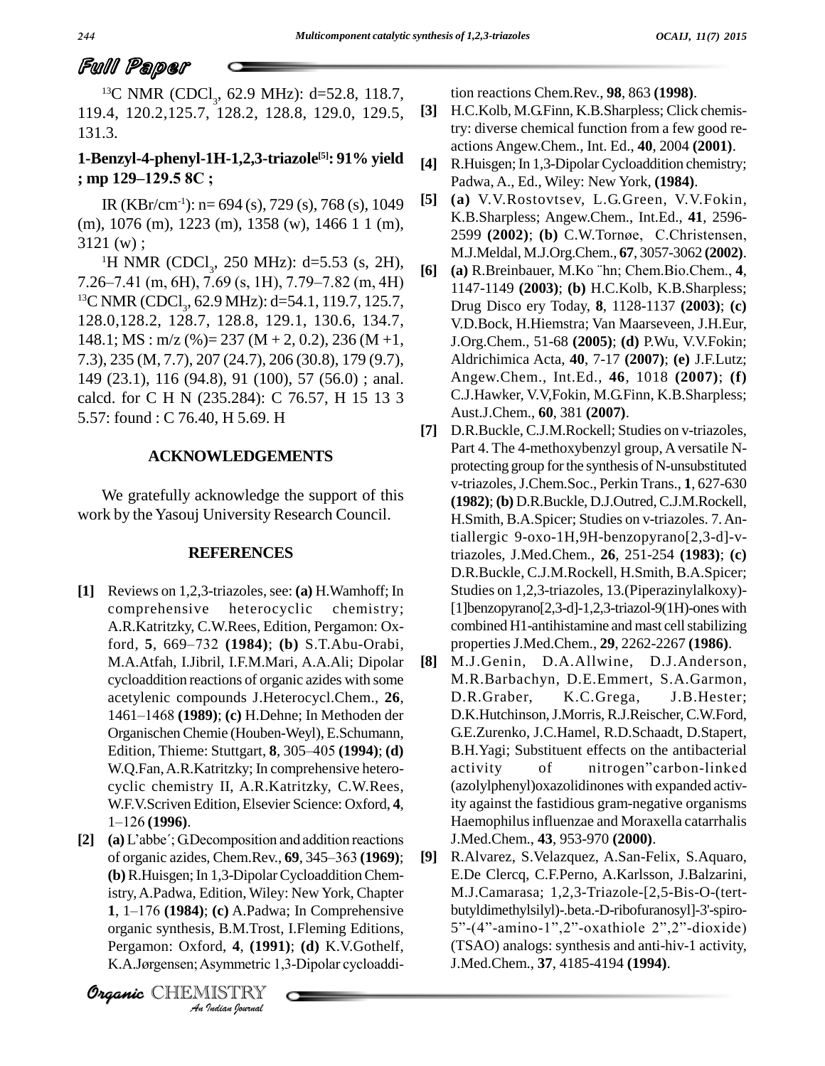$^{13}C$ NMR ($CDCl_3$, 62.9 MHz): d=52.8, 118.7, 119.4, 120.2,125.7, 128.2, 128.8, 129.0, 129.5, 131.3.

### 1-Benzyl-4-phenyl-1H-1,2,3-triazole[5]: 91% yield ; mp 129–129.5 8C ;

IR (KBr/cm$^{-1}$): n= 694 (s), 729 (s), 768 (s), 1049 (m), 1076 (m), 1223 (m), 1358 (w), 1466 1 1 (m), 3121 (w) ;

$^{1}H$ NMR ($CDCl_3$, 250 MHz): d=5.53 (s, 2H), 7.26–7.41 (m, 6H), 7.69 (s, 1H), 7.79–7.82 (m, 4H) $^{13}C$ NMR ($CDCl_3$, 62.9 MHz): d=54.1, 119.7, 125.7, 128.0,128.2, 128.7, 128.8, 129.1, 130.6, 134.7, 148.1; MS : m/z (%)= 237 (M + 2, 0.2), 236 (M +1, 7.3), 235 (M, 7.7), 207 (24.7), 206 (30.8), 179 (9.7), 149 (23.1), 116 (94.8), 91 (100), 57 (56.0) ; anal. calcd. for C H N (235.284): C 76.57, H 15 13 3 5.57: found : C 76.40, H 5.69. H

## ACKNOWLEDGEMENTS

We gratefully acknowledge the support of this work by the Yasouj University Research Council.

## REFERENCES

**[1]** Reviews on 1,2,3-triazoles, see: **(a)** H.Wamhoff; In comprehensive heterocyclic chemistry; A.R.Katritzky, C.W.Rees, Edition, Pergamon: Oxford, **5**, 669–732 **(1984)**; **(b)** S.T.Abu-Orabi, M.A.Atfah, I.Jibril, I.F.M.Mari, A.A.Ali; Dipolar cycloaddition reactions of organic azides with some acetylenic compounds J.Heterocycl.Chem., **26**, 1461–1468 **(1989)**; **(c)** H.Dehne; In Methoden der Organischen Chemie (Houben-Weyl), E.Schumann, Edition, Thieme: Stuttgart, **8**, 305–405 **(1994)**; **(d)** W.Q.Fan, A.R.Katritzky; In comprehensive heterocyclic chemistry II, A.R.Katritzky, C.W.Rees, W.F.V.Scriven Edition, Elsevier Science: Oxford, **4**, 1–126 **(1996)**.

**[2]** **(a)** L'abbe´; G.Decomposition and addition reactions of organic azides, Chem.Rev., **69**, 345–363 **(1969)**; **(b)** R.Huisgen; In 1,3-Dipolar Cycloaddition Chemistry, A.Padwa, Edition, Wiley: New York, Chapter **1**, 1–176 **(1984)**; **(c)** A.Padwa; In Comprehensive organic synthesis, B.M.Trost, I.Fleming Editions, Pergamon: Oxford, **4**, **(1991)**; **(d)** K.V.Gothelf, K.A.Jørgensen; Asymmetric 1,3-Dipolar cycloaddition reactions Chem.Rev., **98**, 863 **(1998)**.

**[3]** H.C.Kolb, M.G.Finn, K.B.Sharpless; Click chemistry: diverse chemical function from a few good reactions Angew.Chem., Int. Ed., **40**, 2004 **(2001)**.

**[4]** R.Huisgen; In 1,3-Dipolar Cycloaddition chemistry; Padwa, A., Ed., Wiley: New York, **(1984)**.

**[5]** **(a)** V.V.Rostovtsev, L.G.Green, V.V.Fokin, K.B.Sharpless; Angew.Chem., Int.Ed., **41**, 2596-2599 **(2002)**; **(b)** C.W.Tornøe, C.Christensen, M.J.Meldal, M.J.Org.Chem., **67**, 3057-3062 **(2002)**.

**[6]** **(a)** R.Breinbauer, M.Ko ¨hn; Chem.Bio.Chem., **4**, 1147-1149 **(2003)**; **(b)** H.C.Kolb, K.B.Sharpless; Drug Disco ery Today, **8**, 1128-1137 **(2003)**; **(c)** V.D.Bock, H.Hiemstra; Van Maarseveen, J.H.Eur, J.Org.Chem., 51-68 **(2005)**; **(d)** P.Wu, V.V.Fokin; Aldrichimica Acta, **40**, 7-17 **(2007)**; **(e)** J.F.Lutz; Angew.Chem., Int.Ed., **46**, 1018 **(2007)**; **(f)** C.J.Hawker, V.V,Fokin, M.G.Finn, K.B.Sharpless; Aust.J.Chem., **60**, 381 **(2007)**.

**[7]** D.R.Buckle, C.J.M.Rockell; Studies on v-triazoles, Part 4. The 4-methoxybenzyl group, A versatile N-protecting group for the synthesis of N-unsubstituted v-triazoles, J.Chem.Soc., Perkin Trans., **1**, 627-630 **(1982)**; **(b)** D.R.Buckle, D.J.Outred, C.J.M.Rockell, H.Smith, B.A.Spicer; Studies on v-triazoles. 7. Antiallergic 9-oxo-1H,9H-benzopyrano[2,3-d]-v-triazoles, J.Med.Chem., **26**, 251-254 **(1983)**; **(c)** D.R.Buckle, C.J.M.Rockell, H.Smith, B.A.Spicer; Studies on 1,2,3-triazoles, 13.(Piperazinylalkoxy)-[1]benzopyrano[2,3-d]-1,2,3-triazol-9(1H)-ones with combined H1-antihistamine and mast cell stabilizing properties J.Med.Chem., **29**, 2262-2267 **(1986)**.

**[8]** M.J.Genin, D.A.Allwine, D.J.Anderson, M.R.Barbachyn, D.E.Emmert, S.A.Garmon, D.R.Graber, K.C.Grega, J.B.Hester; D.K.Hutchinson, J.Morris, R.J.Reischer, C.W.Ford, G.E.Zurenko, J.C.Hamel, R.D.Schaadt, D.Stapert, B.H.Yagi; Substituent effects on the antibacterial activity of nitrogen"carbon-linked (azolylphenyl)oxazolidinones with expanded activity against the fastidious gram-negative organisms Haemophilus influenzae and Moraxella catarrhalis J.Med.Chem., **43**, 953-970 **(2000)**.

**[9]** R.Alvarez, S.Velazquez, A.San-Felix, S.Aquaro, E.De Clercq, C.F.Perno, A.Karlsson, J.Balzarini, M.J.Camarasa; 1,2,3-Triazole-[2,5-Bis-O-(tert-butyldimethylsilyl)-.beta.-D-ribofuranosyl]-3'-spiro-5"-(4"-amino-1",2"-oxathiole 2",2"-dioxide) (TSAO) analogs: synthesis and anti-hiv-1 activity, J.Med.Chem., **37**, 4185-4194 **(1994)**.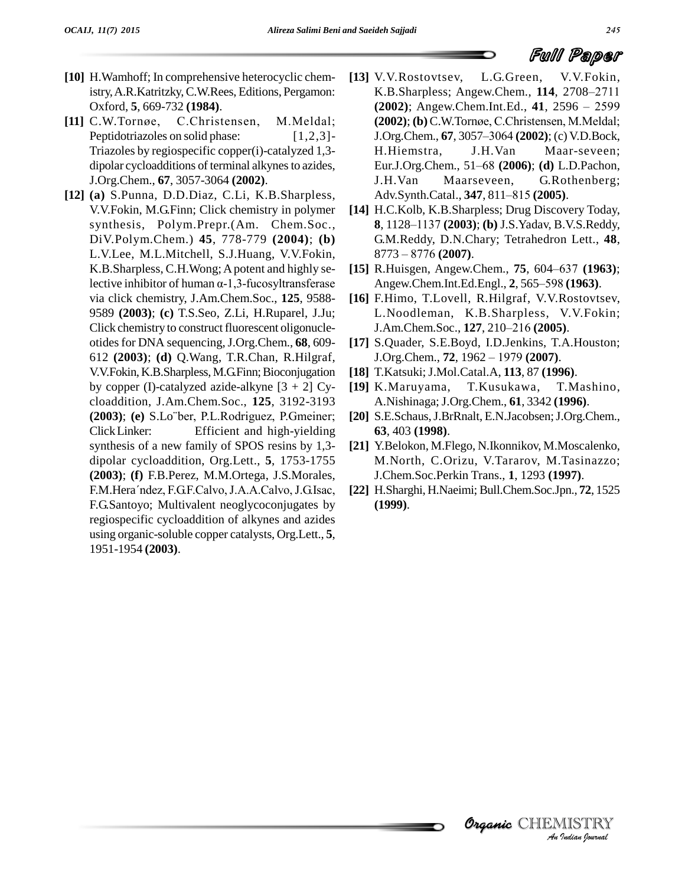**[10]** H.Wamhoff; In comprehensive heterocyclic chemistry, A.R.Katritzky, C.W.Rees, Editions, Pergamon: Oxford, **5**, 669-732 **(1984)**.

**[11]** C.W.Tornøe, C.Christensen, M.Meldal; Peptidotriazoles on solid phase: [1,2,3]-Triazoles by regiospecific copper(i)-catalyzed 1,3-dipolar cycloadditions of terminal alkynes to azides, J.Org.Chem., **67**, 3057-3064 **(2002)**.

**[12]** **(a)** S.Punna, D.D.Diaz, C.Li, K.B.Sharpless, V.V.Fokin, M.G.Finn; Click chemistry in polymer synthesis, Polym.Prepr.(Am. Chem.Soc., DiV.Polym.Chem.) **45**, 778-779 **(2004)**; **(b)** L.V.Lee, M.L.Mitchell, S.J.Huang, V.V.Fokin, K.B.Sharpless, C.H.Wong; A potent and highly selective inhibitor of human α-1,3-fucosyltransferase via click chemistry, J.Am.Chem.Soc., **125**, 9588-9589 **(2003)**; **(c)** T.S.Seo, Z.Li, H.Ruparel, J.Ju; Click chemistry to construct fluorescent oligonucleotides for DNA sequencing, J.Org.Chem., **68**, 609-612 **(2003)**; **(d)** Q.Wang, T.R.Chan, R.Hilgraf, V.V.Fokin, K.B.Sharpless, M.G.Finn; Bioconjugation by copper (I)-catalyzed azide-alkyne [3 + 2] Cycloaddition, J.Am.Chem.Soc., **125**, 3192-3193 **(2003)**; **(e)** S.Lo¨ber, P.L.Rodriguez, P.Gmeiner; Click Linker: Efficient and high-yielding synthesis of a new family of SPOS resins by 1,3-dipolar cycloaddition, Org.Lett., **5**, 1753-1755 **(2003)**; **(f)** F.B.Perez, M.M.Ortega, J.S.Morales, F.M.Hera´ndez, F.G.F.Calvo, J.A.A.Calvo, J.G.Isac, F.G.Santoyo; Multivalent neoglycoconjugates by regiospecific cycloaddition of alkynes and azides using organic-soluble copper catalysts, Org.Lett., **5**, 1951-1954 **(2003)**.

**[13]** V.V.Rostovtsev, L.G.Green, V.V.Fokin, K.B.Sharpless; Angew.Chem., **114**, 2708–2711 **(2002)**; Angew.Chem.Int.Ed., **41**, 2596 – 2599 **(2002)**; **(b)** C.W.Tornøe, C.Christensen, M.Meldal; J.Org.Chem., **67**, 3057–3064 **(2002)**; (c) V.D.Bock, H.Hiemstra, J.H.Van Maar-seveen; Eur.J.Org.Chem., 51–68 **(2006)**; **(d)** L.D.Pachon, J.H.Van Maarseveen, G.Rothenberg; Adv.Synth.Catal., **347**, 811–815 **(2005)**.

**[14]** H.C.Kolb, K.B.Sharpless; Drug Discovery Today, **8**, 1128–1137 **(2003)**; **(b)** J.S.Yadav, B.V.S.Reddy, G.M.Reddy, D.N.Chary; Tetrahedron Lett., **48**, 8773 – 8776 **(2007)**.

**[15]** R.Huisgen, Angew.Chem., **75**, 604–637 **(1963)**; Angew.Chem.Int.Ed.Engl., **2**, 565–598 **(1963)**.

**[16]** F.Himo, T.Lovell, R.Hilgraf, V.V.Rostovtsev, L.Noodleman, K.B.Sharpless, V.V.Fokin; J.Am.Chem.Soc., **127**, 210–216 **(2005)**.

**[17]** S.Quader, S.E.Boyd, I.D.Jenkins, T.A.Houston; J.Org.Chem., **72**, 1962 – 1979 **(2007)**.

**[18]** T.Katsuki; J.Mol.Catal.A, **113**, 87 **(1996)**.

**[19]** K.Maruyama, T.Kusukawa, T.Mashino, A.Nishinaga; J.Org.Chem., **61**, 3342 **(1996)**.

**[20]** S.E.Schaus, J.BrRnalt, E.N.Jacobsen; J.Org.Chem., **63**, 403 **(1998)**.

**[21]** Y.Belokon, M.Flego, N.Ikonnikov, M.Moscalenko, M.North, C.Orizu, V.Tararov, M.Tasinazzo; J.Chem.Soc.Perkin Trans., **1**, 1293 **(1997)**.

**[22]** H.Sharghi, H.Naeimi; Bull.Chem.Soc.Jpn., **72**, 1525 **(1999)**.